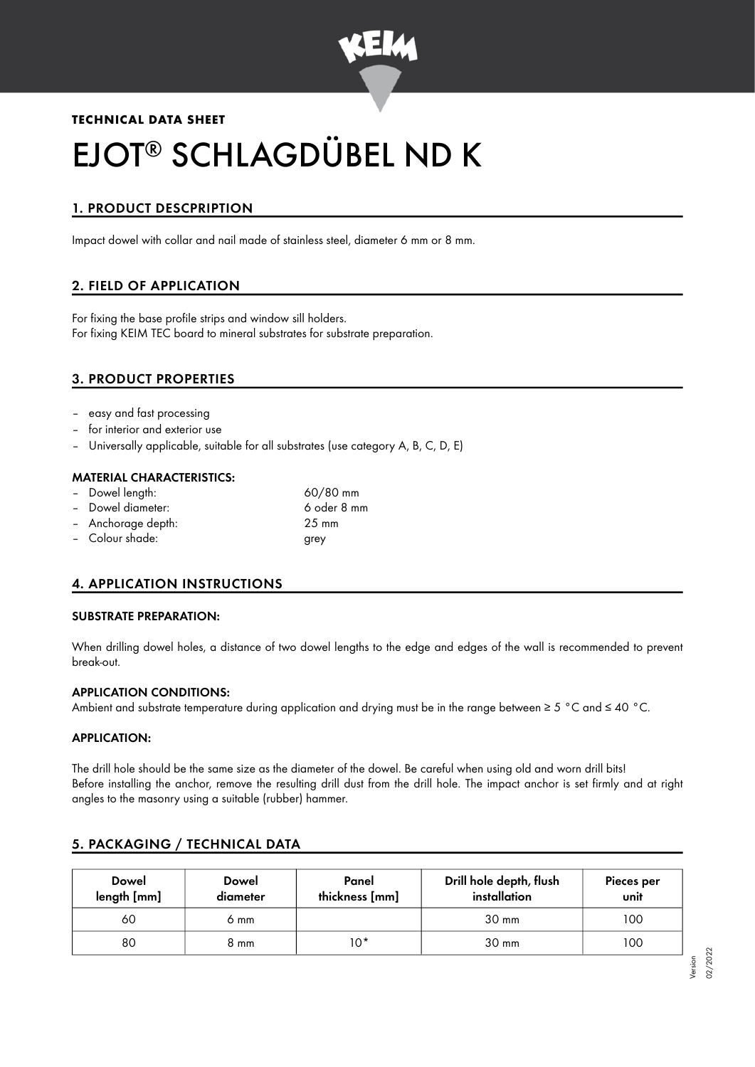**TECHNICAL DATA SHEET**

# EJOT® SCHLAGDÜBEL ND K

## 1. PRODUCT DESCPRIPTION

Impact dowel with collar and nail made of stainless steel, diameter 6 mm or 8 mm.

## 2. FIELD OF APPLICATION

For fixing the base profile strips and window sill holders.
For fixing KEIM TEC board to mineral substrates for substrate preparation.

## 3. PRODUCT PROPERTIES

- easy and fast processing
- for interior and exterior use
- Universally applicable, suitable for all substrates (use category A, B, C, D, E)

### MATERIAL CHARACTERISTICS:

- Dowel length: 60/80 mm
- Dowel diameter: 6 oder 8 mm
- Anchorage depth: 25 mm
- Colour shade: grey

## 4. APPLICATION INSTRUCTIONS

### SUBSTRATE PREPARATION:

When drilling dowel holes, a distance of two dowel lengths to the edge and edges of the wall is recommended to prevent break-out.

### APPLICATION CONDITIONS:

Ambient and substrate temperature during application and drying must be in the range between ≥ 5 °C and ≤ 40 °C.

### APPLICATION:

The drill hole should be the same size as the diameter of the dowel. Be careful when using old and worn drill bits!
Before installing the anchor, remove the resulting drill dust from the drill hole. The impact anchor is set firmly and at right angles to the masonry using a suitable (rubber) hammer.

## 5. PACKAGING / TECHNICAL DATA

| Dowel length [mm] | Dowel diameter | Panel thickness [mm] | Drill hole depth, flush installation | Pieces per unit |
|---|---|---|---|---|
| 60 | 6 mm | | 30 mm | 100 |
| 80 | 8 mm | 10* | 30 mm | 100 |

Version 02/2022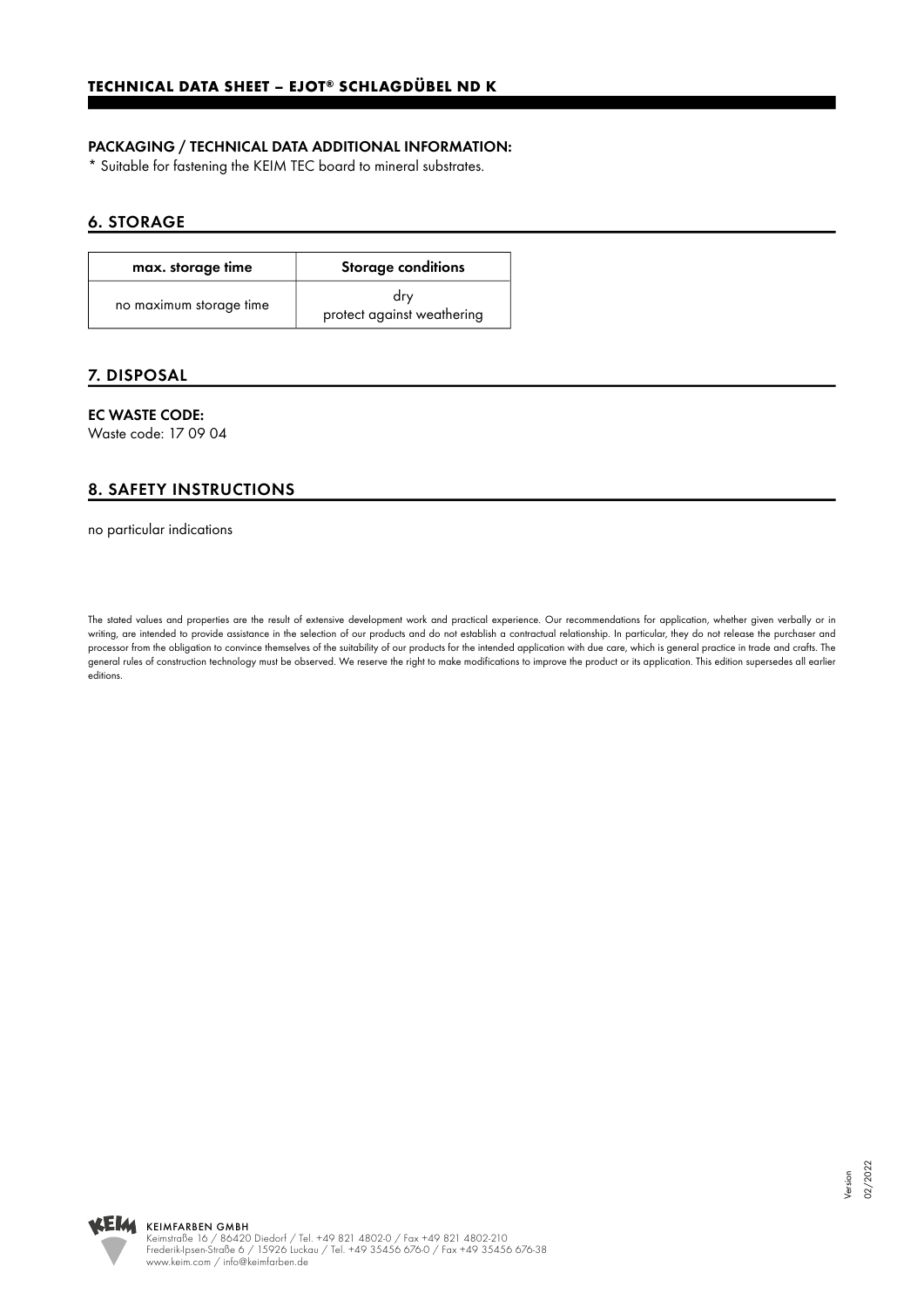## PACKAGING / TECHNICAL DATA ADDITIONAL INFORMATION:

* Suitable for fastening the KEIM TEC board to mineral substrates.

## 6. STORAGE

| max. storage time | Storage conditions |
|---|---|
| no maximum storage time | dry<br>protect against weathering |

## 7. DISPOSAL

### EC WASTE CODE:

Waste code: 17 09 04

## 8. SAFETY INSTRUCTIONS

no particular indications

The stated values and properties are the result of extensive development work and practical experience. Our recommendations for application, whether given verbally or in writing, are intended to provide assistance in the selection of our products and do not establish a contractual relationship. In particular, they do not release the purchaser and processor from the obligation to convince themselves of the suitability of our products for the intended application with due care, which is general practice in trade and crafts. The general rules of construction technology must be observed. We reserve the right to make modifications to improve the product or its application. This edition supersedes all earlier editions.

KEIMFARBEN GMBH
Keimstraße 16 / 86420 Diedorf / Tel. +49 821 4802-0 / Fax +49 821 4802-210
Frederik-Ipsen-Straße 6 / 15926 Luckau / Tel. +49 35456 676-0 / Fax +49 35456 676-38
www.keim.com / info@keimfarben.de

Version 02/2022